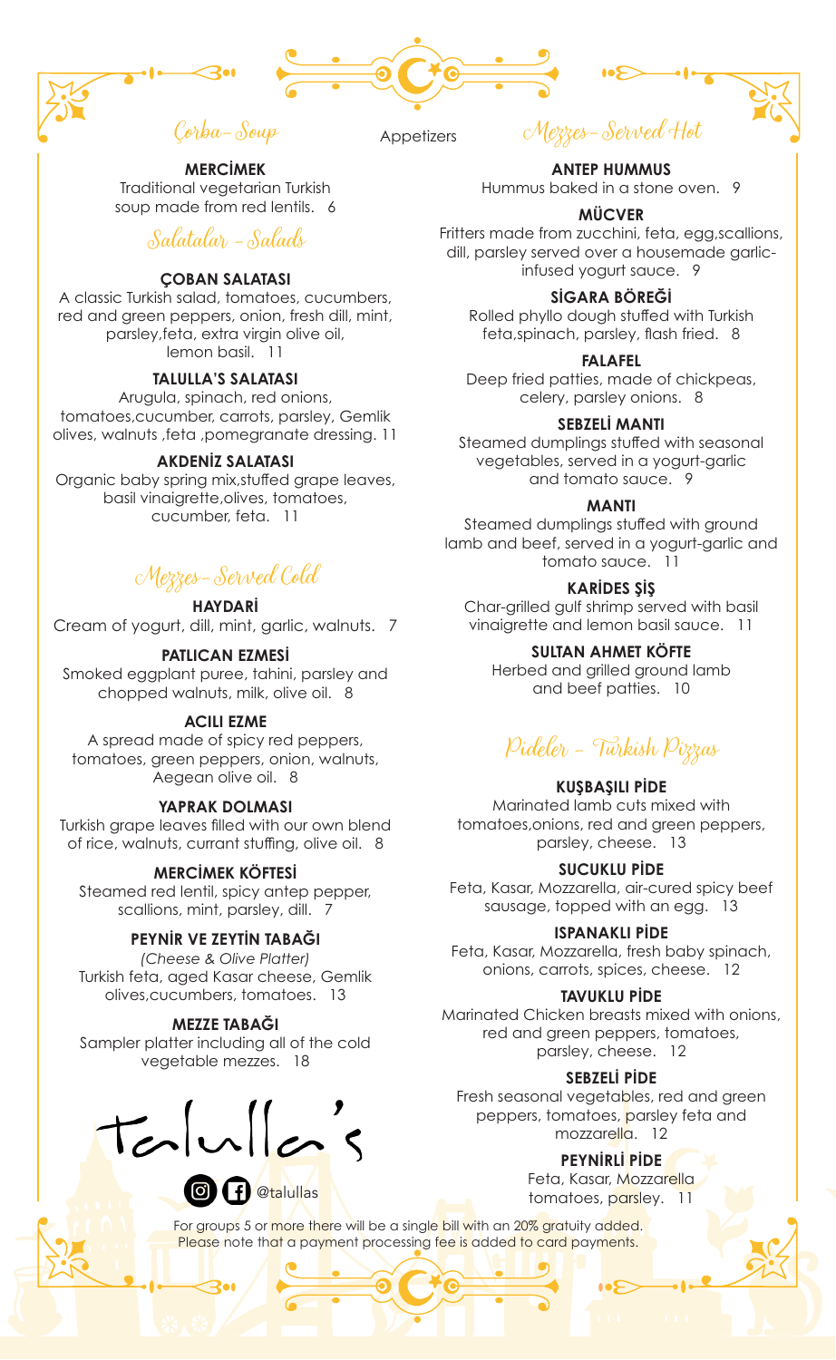# Appetizers

## Çorba– Soup

**MERCİMEK**
Traditional vegetarian Turkish soup made from red lentils. 6

## Salatalar – Salads

**ÇOBAN SALATASI**
A classic Turkish salad, tomatoes, cucumbers, red and green peppers, onion, fresh dill, mint, parsley,feta, extra virgin olive oil, lemon basil. 11

**TALULLA'S SALATASI**
Arugula, spinach, red onions, tomatoes,cucumber, carrots, parsley, Gemlik olives, walnuts ,feta ,pomegranate dressing. 11

**AKDENİZ SALATASI**
Organic baby spring mix,stuffed grape leaves, basil vinaigrette,olives, tomatoes, cucumber, feta. 11

## Mezzes– Served Cold

**HAYDARİ**
Cream of yogurt, dill, mint, garlic, walnuts. 7

**PATLICAN EZMESİ**
Smoked eggplant puree, tahini, parsley and chopped walnuts, milk, olive oil. 8

**ACILI EZME**
A spread made of spicy red peppers, tomatoes, green peppers, onion, walnuts, Aegean olive oil. 8

**YAPRAK DOLMASI**
Turkish grape leaves filled with our own blend of rice, walnuts, currant stuffing, olive oil. 8

**MERCİMEK KÖFTESİ**
Steamed red lentil, spicy antep pepper, scallions, mint, parsley, dill. 7

**PEYNİR VE ZEYTİN TABAĞI**
*(Cheese & Olive Platter)*
Turkish feta, aged Kasar cheese, Gemlik olives,cucumbers, tomatoes. 13

**MEZZE TABAĞI**
Sampler platter including all of the cold vegetable mezzes. 18

## Mezzes– Served Hot

**ANTEP HUMMUS**
Hummus baked in a stone oven. 9

**MÜCVER**
Fritters made from zucchini, feta, egg,scallions, dill, parsley served over a housemade garlic-infused yogurt sauce. 9

**SİGARA BÖREĞİ**
Rolled phyllo dough stuffed with Turkish feta,spinach, parsley, flash fried. 8

**FALAFEL**
Deep fried patties, made of chickpeas, celery, parsley onions. 8

**SEBZELİ MANTI**
Steamed dumplings stuffed with seasonal vegetables, served in a yogurt-garlic and tomato sauce. 9

**MANTI**
Steamed dumplings stuffed with ground lamb and beef, served in a yogurt-garlic and tomato sauce. 11

**KARİDES ŞİŞ**
Char-grilled gulf shrimp served with basil vinaigrette and lemon basil sauce. 11

**SULTAN AHMET KÖFTE**
Herbed and grilled ground lamb and beef patties. 10

## Pideler – Turkish Pizzas

**KUŞBAŞILI PİDE**
Marinated lamb cuts mixed with tomatoes,onions, red and green peppers, parsley, cheese. 13

**SUCUKLU PİDE**
Feta, Kasar, Mozzarella, air-cured spicy beef sausage, topped with an egg. 13

**ISPANAKLI PİDE**
Feta, Kasar, Mozzarella, fresh baby spinach, onions, carrots, spices, cheese. 12

**TAVUKLU PİDE**
Marinated Chicken breasts mixed with onions, red and green peppers, tomatoes, parsley, cheese. 12

**SEBZELİ PİDE**
Fresh seasonal vegetables, red and green peppers, tomatoes, parsley feta and mozzarella. 12

**PEYNİRLİ PİDE**
Feta, Kasar, Mozzarella tomatoes, parsley. 11

Talulla's

@talullas

For groups 5 or more there will be a single bill with an 20% gratuity added.
Please note that a payment processing fee is added to card payments.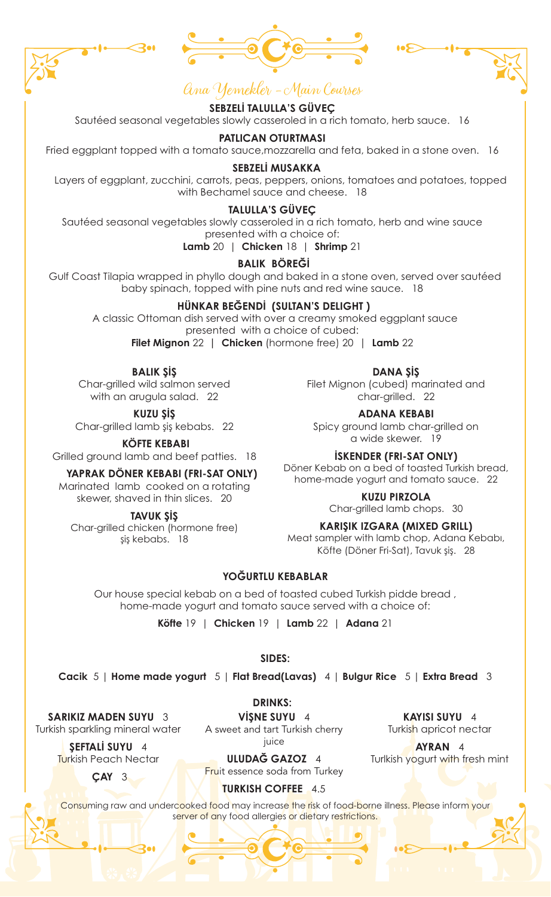# Ana Yemekler - Main Courses

**SEBZELİ TALULLA'S GÜVEÇ**
Sautéed seasonal vegetables slowly casseroled in a rich tomato, herb sauce. 16

**PATLICAN OTURTMASI**
Fried eggplant topped with a tomato sauce,mozzarella and feta, baked in a stone oven. 16

**SEBZELİ MUSAKKA**
Layers of eggplant, zucchini, carrots, peas, peppers, onions, tomatoes and potatoes, topped with Bechamel sauce and cheese. 18

**TALULLA'S GÜVEÇ**
Sautéed seasonal vegetables slowly casseroled in a rich tomato, herb and wine sauce presented with a choice of:
**Lamb** 20 | **Chicken** 18 | **Shrimp** 21

**BALIK BÖREĞİ**
Gulf Coast Tilapia wrapped in phyllo dough and baked in a stone oven, served over sautéed baby spinach, topped with pine nuts and red wine sauce. 18

**HÜNKAR BEĞENDİ (SULTAN'S DELIGHT )**
A classic Ottoman dish served with over a creamy smoked eggplant sauce presented with a choice of cubed:
**Filet Mignon** 22 | **Chicken** (hormone free) 20 | **Lamb** 22

**BALIK ŞİŞ**
Char-grilled wild salmon served with an arugula salad. 22

**KUZU ŞİŞ**
Char-grilled lamb şiş kebabs. 22

**KÖFTE KEBABI**
Grilled ground lamb and beef patties. 18

**YAPRAK DÖNER KEBABI (FRI-SAT ONLY)**
Marinated lamb cooked on a rotating skewer, shaved in thin slices. 20

**TAVUK ŞİŞ**
Char-grilled chicken (hormone free) şiş kebabs. 18

**DANA ŞİŞ**
Filet Mignon (cubed) marinated and char-grilled. 22

**ADANA KEBABI**
Spicy ground lamb char-grilled on a wide skewer. 19

**İSKENDER (FRI-SAT ONLY)**
Döner Kebab on a bed of toasted Turkish bread, home-made yogurt and tomato sauce. 22

**KUZU PIRZOLA**
Char-grilled lamb chops. 30

**KARIŞIK IZGARA (MIXED GRILL)**
Meat sampler with lamb chop, Adana Kebabı, Köfte (Döner Fri-Sat), Tavuk şiş. 28

**YOĞURTLU KEBABLAR**
Our house special kebab on a bed of toasted cubed Turkish pidde bread , home-made yogurt and tomato sauce served with a choice of:
**Köfte** 19 | **Chicken** 19 | **Lamb** 22 | **Adana** 21

## SIDES:

**Cacik** 5 | **Home made yogurt** 5 | **Flat Bread(Lavas)** 4 | **Bulgur Rice** 5 | **Extra Bread** 3

## DRINKS:

**SARIKIZ MADEN SUYU** 3
Turkish sparkling mineral water

**ŞEFTALİ SUYU** 4
Turkish Peach Nectar

**ÇAY** 3

**VİŞNE SUYU** 4
A sweet and tart Turkish cherry juice

**ULUDAĞ GAZOZ** 4
Fruit essence soda from Turkey

**TURKISH COFFEE** 4.5

**KAYISI SUYU** 4
Turkish apricot nectar

**AYRAN** 4
Turlkish yogurt with fresh mint

Consuming raw and undercooked food may increase the risk of food-borne illness. Please inform your server of any food allergies or dietary restrictions.